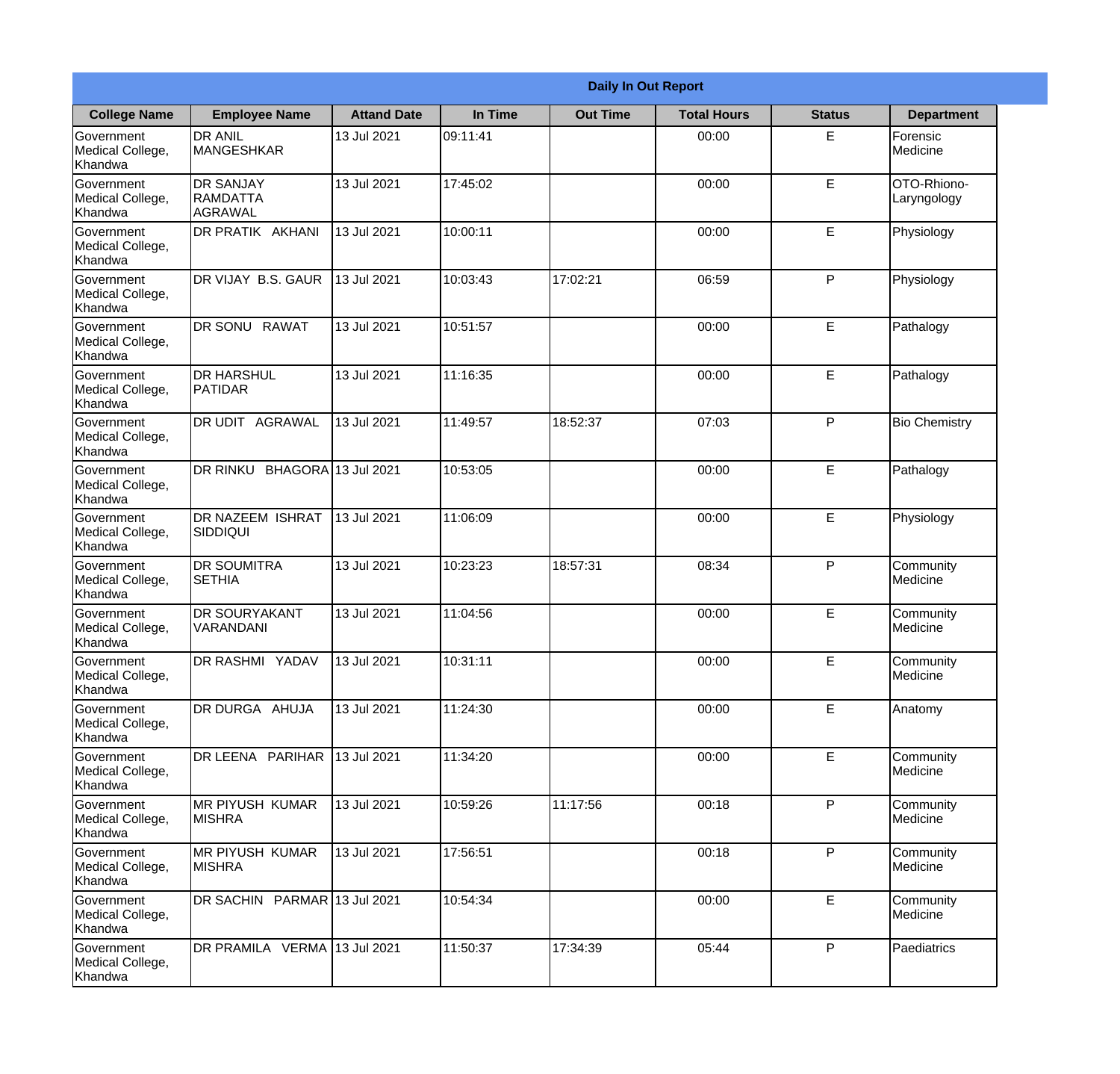| Daily In Out Report | | | | | | | |
|---|---|---|---|---|---|---|---|
| **College Name** | **Employee Name** | **Attand Date** | **In Time** | **Out Time** | **Total Hours** | **Status** | **Department** |
| Government Medical College, Khandwa | DR ANIL MANGESHKAR | 13 Jul 2021 | 09:11:41 | | 00:00 | E | Forensic Medicine |
| Government Medical College, Khandwa | DR SANJAY RAMDATTA AGRAWAL | 13 Jul 2021 | 17:45:02 | | 00:00 | E | OTO-Rhiono-Laryngology |
| Government Medical College, Khandwa | DR PRATIK AKHANI | 13 Jul 2021 | 10:00:11 | | 00:00 | E | Physiology |
| Government Medical College, Khandwa | DR VIJAY B.S. GAUR | 13 Jul 2021 | 10:03:43 | 17:02:21 | 06:59 | P | Physiology |
| Government Medical College, Khandwa | DR SONU RAWAT | 13 Jul 2021 | 10:51:57 | | 00:00 | E | Pathalogy |
| Government Medical College, Khandwa | DR HARSHUL PATIDAR | 13 Jul 2021 | 11:16:35 | | 00:00 | E | Pathalogy |
| Government Medical College, Khandwa | DR UDIT AGRAWAL | 13 Jul 2021 | 11:49:57 | 18:52:37 | 07:03 | P | Bio Chemistry |
| Government Medical College, Khandwa | DR RINKU BHAGORA | 13 Jul 2021 | 10:53:05 | | 00:00 | E | Pathalogy |
| Government Medical College, Khandwa | DR NAZEEM ISHRAT SIDDIQUI | 13 Jul 2021 | 11:06:09 | | 00:00 | E | Physiology |
| Government Medical College, Khandwa | DR SOUMITRA SETHIA | 13 Jul 2021 | 10:23:23 | 18:57:31 | 08:34 | P | Community Medicine |
| Government Medical College, Khandwa | DR SOURYAKANT VARANDANI | 13 Jul 2021 | 11:04:56 | | 00:00 | E | Community Medicine |
| Government Medical College, Khandwa | DR RASHMI YADAV | 13 Jul 2021 | 10:31:11 | | 00:00 | E | Community Medicine |
| Government Medical College, Khandwa | DR DURGA AHUJA | 13 Jul 2021 | 11:24:30 | | 00:00 | E | Anatomy |
| Government Medical College, Khandwa | DR LEENA PARIHAR | 13 Jul 2021 | 11:34:20 | | 00:00 | E | Community Medicine |
| Government Medical College, Khandwa | MR PIYUSH KUMAR MISHRA | 13 Jul 2021 | 10:59:26 | 11:17:56 | 00:18 | P | Community Medicine |
| Government Medical College, Khandwa | MR PIYUSH KUMAR MISHRA | 13 Jul 2021 | 17:56:51 | | 00:18 | P | Community Medicine |
| Government Medical College, Khandwa | DR SACHIN PARMAR | 13 Jul 2021 | 10:54:34 | | 00:00 | E | Community Medicine |
| Government Medical College, Khandwa | DR PRAMILA VERMA | 13 Jul 2021 | 11:50:37 | 17:34:39 | 05:44 | P | Paediatrics |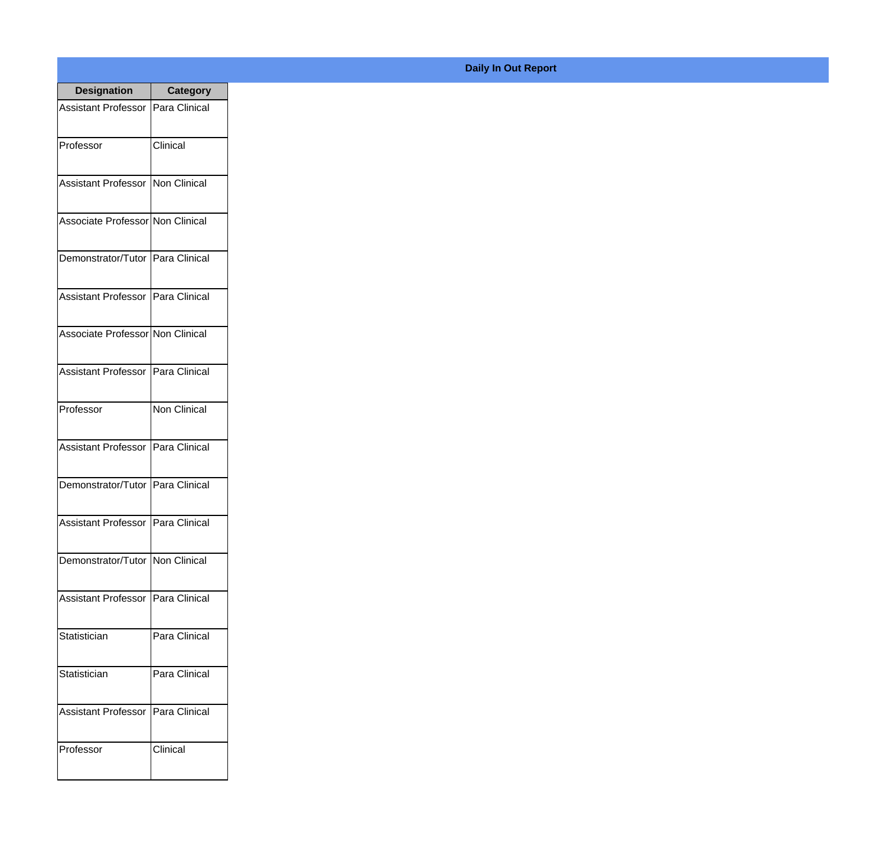**Daily In Out Report**

| Designation | Category |
|---|---|
| Assistant Professor | Para Clinical |
| Professor | Clinical |
| Assistant Professor | Non Clinical |
| Associate Professor | Non Clinical |
| Demonstrator/Tutor | Para Clinical |
| Assistant Professor | Para Clinical |
| Associate Professor | Non Clinical |
| Assistant Professor | Para Clinical |
| Professor | Non Clinical |
| Assistant Professor | Para Clinical |
| Demonstrator/Tutor | Para Clinical |
| Assistant Professor | Para Clinical |
| Demonstrator/Tutor | Non Clinical |
| Assistant Professor | Para Clinical |
| Statistician | Para Clinical |
| Statistician | Para Clinical |
| Assistant Professor | Para Clinical |
| Professor | Clinical |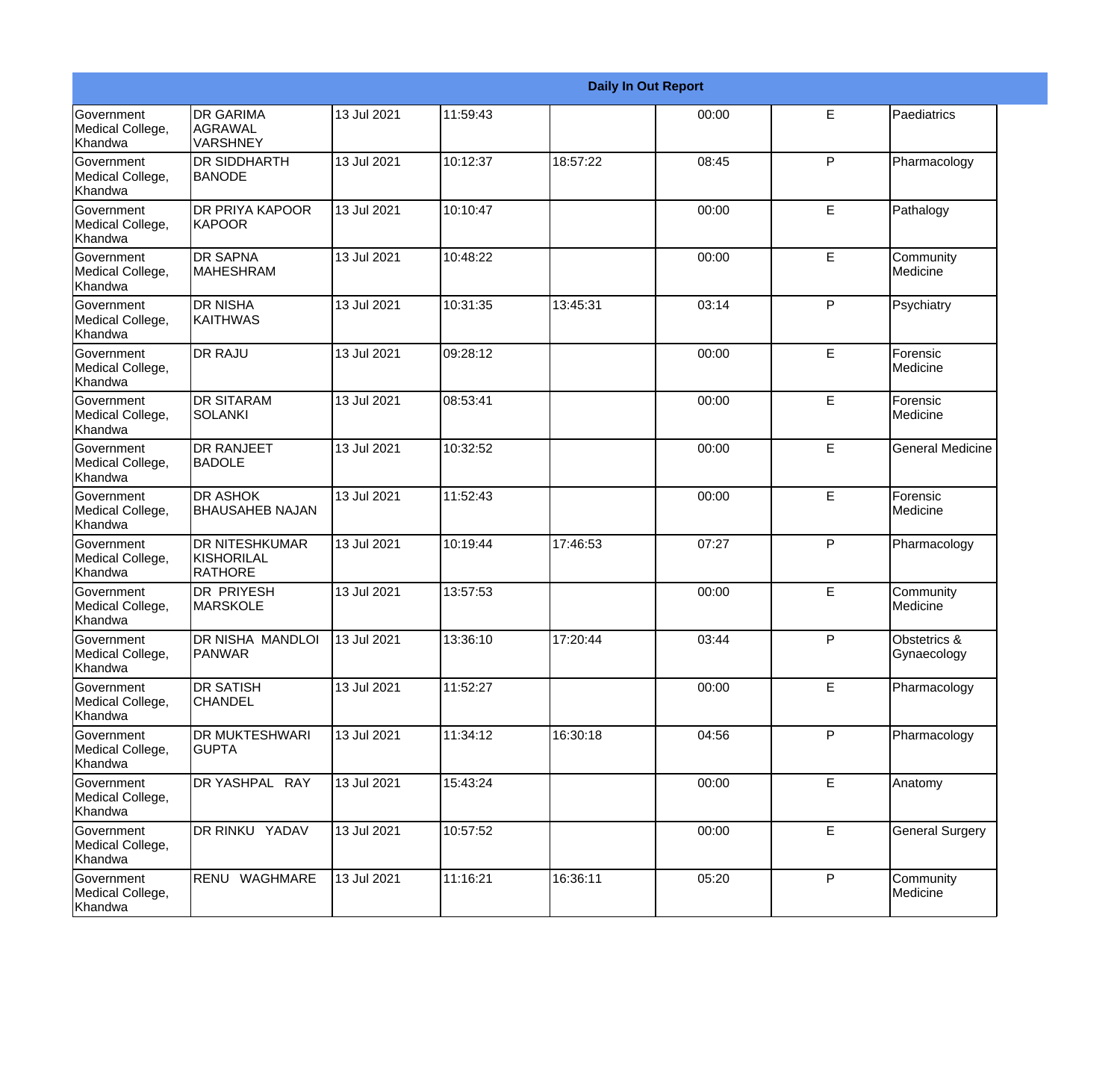| Daily In Out Report | | | | | | | |
|---|---|---|---|---|---|---|---|
| Government Medical College, Khandwa | DR GARIMA AGRAWAL VARSHNEY | 13 Jul 2021 | 11:59:43 | | 00:00 | E | Paediatrics |
| Government Medical College, Khandwa | DR SIDDHARTH BANODE | 13 Jul 2021 | 10:12:37 | 18:57:22 | 08:45 | P | Pharmacology |
| Government Medical College, Khandwa | DR PRIYA KAPOOR KAPOOR | 13 Jul 2021 | 10:10:47 | | 00:00 | E | Pathalogy |
| Government Medical College, Khandwa | DR SAPNA MAHESHRAM | 13 Jul 2021 | 10:48:22 | | 00:00 | E | Community Medicine |
| Government Medical College, Khandwa | DR NISHA KAITHWAS | 13 Jul 2021 | 10:31:35 | 13:45:31 | 03:14 | P | Psychiatry |
| Government Medical College, Khandwa | DR RAJU | 13 Jul 2021 | 09:28:12 | | 00:00 | E | Forensic Medicine |
| Government Medical College, Khandwa | DR SITARAM SOLANKI | 13 Jul 2021 | 08:53:41 | | 00:00 | E | Forensic Medicine |
| Government Medical College, Khandwa | DR RANJEET BADOLE | 13 Jul 2021 | 10:32:52 | | 00:00 | E | General Medicine |
| Government Medical College, Khandwa | DR ASHOK BHAUSAHEB NAJAN | 13 Jul 2021 | 11:52:43 | | 00:00 | E | Forensic Medicine |
| Government Medical College, Khandwa | DR NITESHKUMAR KISHORILAL RATHORE | 13 Jul 2021 | 10:19:44 | 17:46:53 | 07:27 | P | Pharmacology |
| Government Medical College, Khandwa | DR PRIYESH MARSKOLE | 13 Jul 2021 | 13:57:53 | | 00:00 | E | Community Medicine |
| Government Medical College, Khandwa | DR NISHA MANDLOI PANWAR | 13 Jul 2021 | 13:36:10 | 17:20:44 | 03:44 | P | Obstetrics & Gynaecology |
| Government Medical College, Khandwa | DR SATISH CHANDEL | 13 Jul 2021 | 11:52:27 | | 00:00 | E | Pharmacology |
| Government Medical College, Khandwa | DR MUKTESHWARI GUPTA | 13 Jul 2021 | 11:34:12 | 16:30:18 | 04:56 | P | Pharmacology |
| Government Medical College, Khandwa | DR YASHPAL RAY | 13 Jul 2021 | 15:43:24 | | 00:00 | E | Anatomy |
| Government Medical College, Khandwa | DR RINKU YADAV | 13 Jul 2021 | 10:57:52 | | 00:00 | E | General Surgery |
| Government Medical College, Khandwa | RENU WAGHMARE | 13 Jul 2021 | 11:16:21 | 16:36:11 | 05:20 | P | Community Medicine |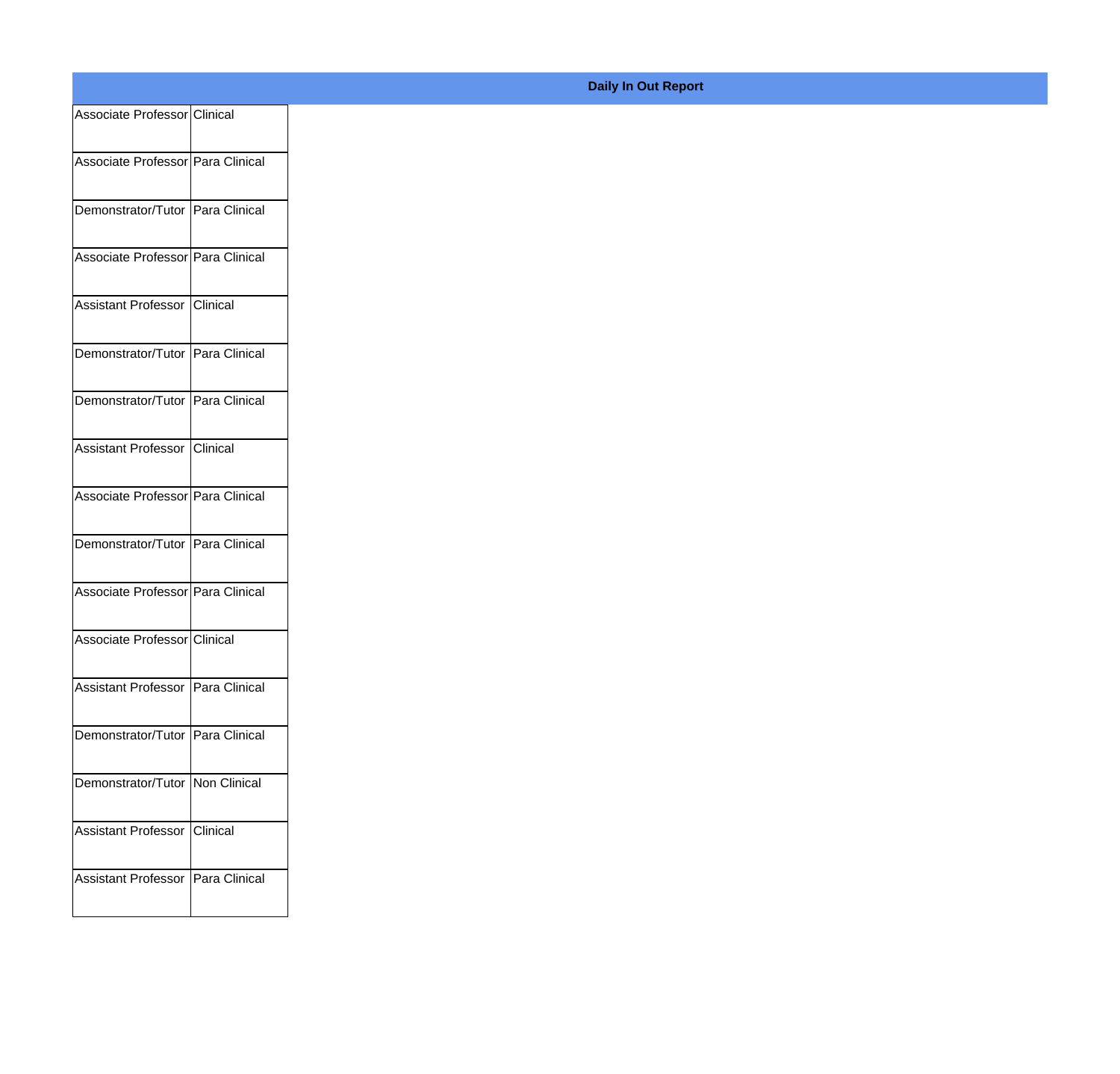**Daily In Out Report**

| | |
|---|---|
| Associate Professor | Clinical |
| Associate Professor | Para Clinical |
| Demonstrator/Tutor | Para Clinical |
| Associate Professor | Para Clinical |
| Assistant Professor | Clinical |
| Demonstrator/Tutor | Para Clinical |
| Demonstrator/Tutor | Para Clinical |
| Assistant Professor | Clinical |
| Associate Professor | Para Clinical |
| Demonstrator/Tutor | Para Clinical |
| Associate Professor | Para Clinical |
| Associate Professor | Clinical |
| Assistant Professor | Para Clinical |
| Demonstrator/Tutor | Para Clinical |
| Demonstrator/Tutor | Non Clinical |
| Assistant Professor | Clinical |
| Assistant Professor | Para Clinical |